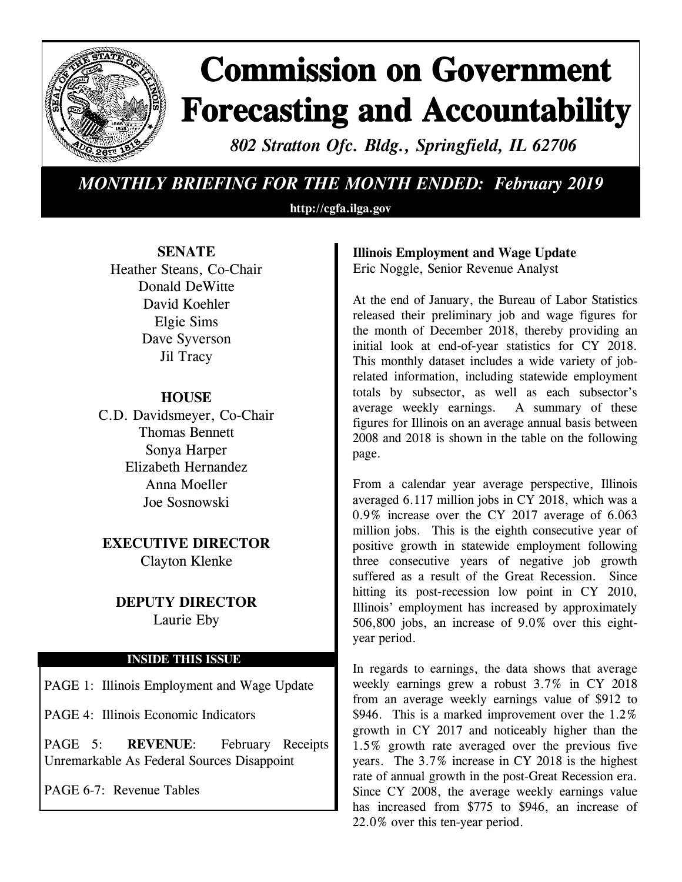# Commission on Government Forecasting and Accountability

*802 Stratton Ofc. Bldg., Springfield, IL 62706*

## *MONTHLY BRIEFING FOR THE MONTH ENDED: February 2019*

**http://cgfa.ilga.gov**

**SENATE**

Heather Steans, Co-Chair
Donald DeWitte
David Koehler
Elgie Sims
Dave Syverson
Jil Tracy

**HOUSE**

C.D. Davidsmeyer, Co-Chair
Thomas Bennett
Sonya Harper
Elizabeth Hernandez
Anna Moeller
Joe Sosnowski

**EXECUTIVE DIRECTOR**

Clayton Klenke

**DEPUTY DIRECTOR**

Laurie Eby

**INSIDE THIS ISSUE**

PAGE 1: Illinois Employment and Wage Update

PAGE 4: Illinois Economic Indicators

PAGE 5: **REVENUE**: February Receipts Unremarkable As Federal Sources Disappoint

PAGE 6-7: Revenue Tables

### Illinois Employment and Wage Update

Eric Noggle, Senior Revenue Analyst

At the end of January, the Bureau of Labor Statistics released their preliminary job and wage figures for the month of December 2018, thereby providing an initial look at end-of-year statistics for CY 2018. This monthly dataset includes a wide variety of job-related information, including statewide employment totals by subsector, as well as each subsector's average weekly earnings. A summary of these figures for Illinois on an average annual basis between 2008 and 2018 is shown in the table on the following page.

From a calendar year average perspective, Illinois averaged 6.117 million jobs in CY 2018, which was a 0.9% increase over the CY 2017 average of 6.063 million jobs. This is the eighth consecutive year of positive growth in statewide employment following three consecutive years of negative job growth suffered as a result of the Great Recession. Since hitting its post-recession low point in CY 2010, Illinois' employment has increased by approximately 506,800 jobs, an increase of 9.0% over this eight-year period.

In regards to earnings, the data shows that average weekly earnings grew a robust 3.7% in CY 2018 from an average weekly earnings value of $912 to $946. This is a marked improvement over the 1.2% growth in CY 2017 and noticeably higher than the 1.5% growth rate averaged over the previous five years. The 3.7% increase in CY 2018 is the highest rate of annual growth in the post-Great Recession era. Since CY 2008, the average weekly earnings value has increased from $775 to $946, an increase of 22.0% over this ten-year period.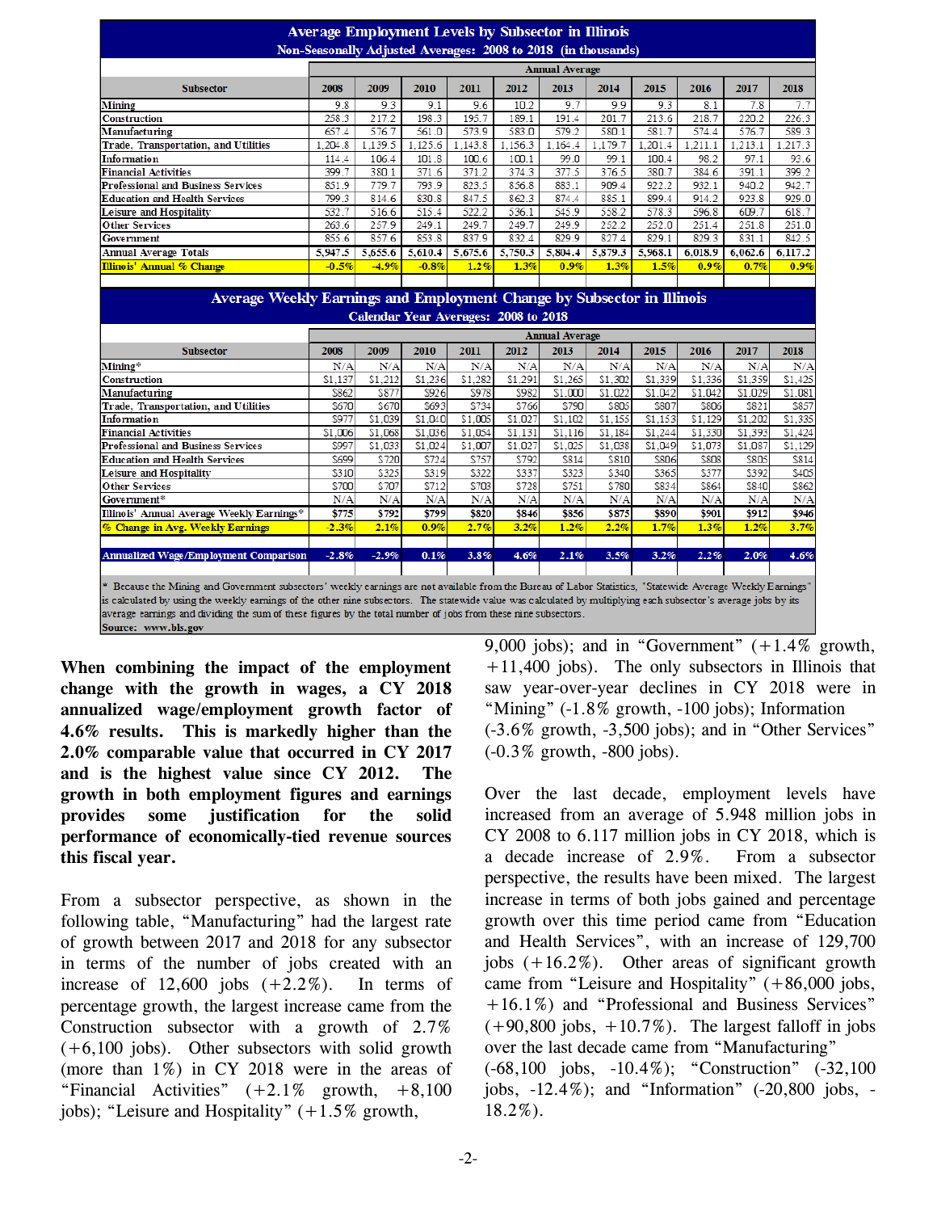## Average Employment Levels by Subsector in Illinois

### Non-Seasonally Adjusted Averages: 2008 to 2018 (in thousands)

| Subsector | Annual Average | | | | | | | | | | |
|---|---|---|---|---|---|---|---|---|---|---|---|
| | 2008 | 2009 | 2010 | 2011 | 2012 | 2013 | 2014 | 2015 | 2016 | 2017 | 2018 |
| Mining | 9.8 | 9.3 | 9.1 | 9.6 | 10.2 | 9.7 | 9.9 | 9.3 | 8.1 | 7.8 | 7.7 |
| Construction | 258.3 | 217.2 | 198.3 | 195.7 | 189.1 | 191.4 | 201.7 | 213.6 | 218.7 | 220.2 | 226.3 |
| Manufacturing | 657.4 | 576.7 | 561.0 | 573.9 | 583.0 | 579.2 | 580.1 | 581.7 | 574.4 | 576.7 | 589.3 |
| Trade, Transportation, and Utilities | 1,204.8 | 1,139.5 | 1,125.6 | 1,143.8 | 1,156.3 | 1,164.4 | 1,179.7 | 1,201.4 | 1,211.1 | 1,213.1 | 1,217.3 |
| Information | 114.4 | 106.4 | 101.8 | 100.6 | 100.1 | 99.0 | 99.1 | 100.4 | 98.2 | 97.1 | 93.6 |
| Financial Activities | 399.7 | 380.1 | 371.6 | 371.2 | 374.3 | 377.5 | 376.5 | 380.7 | 384.6 | 391.1 | 399.2 |
| Professional and Business Services | 851.9 | 779.7 | 793.9 | 823.5 | 856.8 | 883.1 | 909.4 | 922.2 | 932.1 | 940.2 | 942.7 |
| Education and Health Services | 799.3 | 814.6 | 830.8 | 847.5 | 862.3 | 874.4 | 885.1 | 899.4 | 914.2 | 923.8 | 929.0 |
| Leisure and Hospitality | 532.7 | 516.6 | 515.4 | 522.2 | 536.1 | 545.9 | 558.2 | 578.3 | 596.8 | 609.7 | 618.7 |
| Other Services | 263.6 | 257.9 | 249.1 | 249.7 | 249.7 | 249.9 | 252.2 | 252.0 | 251.4 | 251.8 | 251.0 |
| Government | 855.6 | 857.6 | 853.8 | 837.9 | 832.4 | 829.9 | 827.4 | 829.1 | 829.3 | 831.1 | 842.5 |
| **Annual Average Totals** | **5,947.5** | **5,655.6** | **5,610.4** | **5,675.6** | **5,750.3** | **5,804.4** | **5,879.3** | **5,968.1** | **6,018.9** | **6,062.6** | **6,117.2** |
| **Illinois' Annual % Change** | **-0.5%** | **-4.9%** | **-0.8%** | **1.2%** | **1.3%** | **0.9%** | **1.3%** | **1.5%** | **0.9%** | **0.7%** | **0.9%** |

## Average Weekly Earnings and Employment Change by Subsector in Illinois

### Calendar Year Averages: 2008 to 2018

| Subsector | Annual Average | | | | | | | | | | |
|---|---|---|---|---|---|---|---|---|---|---|---|
| | 2008 | 2009 | 2010 | 2011 | 2012 | 2013 | 2014 | 2015 | 2016 | 2017 | 2018 |
| Mining* | N/A | N/A | N/A | N/A | N/A | N/A | N/A | N/A | N/A | N/A | N/A |
| Construction | $1,137 | $1,212 | $1,236 | $1,282 | $1,291 | $1,265 | $1,302 | $1,339 | $1,336 | $1,359 | $1,425 |
| Manufacturing | $862 | $877 | $926 | $978 | $982 | $1,000 | $1,022 | $1,042 | $1,042 | $1,029 | $1,081 |
| Trade, Transportation, and Utilities | $670 | $670 | $693 | $734 | $766 | $790 | $805 | $807 | $806 | $821 | $857 |
| Information | $977 | $1,039 | $1,040 | $1,005 | $1,027 | $1,102 | $1,155 | $1,153 | $1,129 | $1,202 | $1,335 |
| Financial Activities | $1,006 | $1,068 | $1,036 | $1,054 | $1,131 | $1,116 | $1,184 | $1,244 | $1,330 | $1,393 | $1,424 |
| Professional and Business Services | $997 | $1,033 | $1,024 | $1,007 | $1,027 | $1,025 | $1,038 | $1,049 | $1,073 | $1,087 | $1,129 |
| Education and Health Services | $699 | $720 | $724 | $757 | $792 | $814 | $810 | $806 | $808 | $805 | $814 |
| Leisure and Hospitality | $310 | $325 | $319 | $322 | $337 | $323 | $340 | $365 | $377 | $392 | $405 |
| Other Services | $700 | $707 | $712 | $703 | $728 | $751 | $780 | $834 | $864 | $840 | $862 |
| Government* | N/A | N/A | N/A | N/A | N/A | N/A | N/A | N/A | N/A | N/A | N/A |
| **Illinois' Annual Average Weekly Earnings*** | **$775** | **$792** | **$799** | **$820** | **$846** | **$856** | **$875** | **$890** | **$901** | **$912** | **$946** |
| **% Change in Avg. Weekly Earnings** | **-2.3%** | **2.1%** | **0.9%** | **2.7%** | **3.2%** | **1.2%** | **2.2%** | **1.7%** | **1.3%** | **1.2%** | **3.7%** |
| **Annualized Wage/Employment Comparison** | **-2.8%** | **-2.9%** | **0.1%** | **3.8%** | **4.6%** | **2.1%** | **3.5%** | **3.2%** | **2.2%** | **2.0%** | **4.6%** |

\* Because the Mining and Government subsectors' weekly earnings are not available from the Bureau of Labor Statistics, "Statewide Average Weekly Earnings" is calculated by using the weekly earnings of the other nine subsectors. The statewide value was calculated by multiplying each subsector's average jobs by its average earnings and dividing the sum of these figures by the total number of jobs from these nine subsectors.
Source: www.bls.gov

**When combining the impact of the employment change with the growth in wages, a CY 2018 annualized wage/employment growth factor of 4.6% results. This is markedly higher than the 2.0% comparable value that occurred in CY 2017 and is the highest value since CY 2012. The growth in both employment figures and earnings provides some justification for the solid performance of economically-tied revenue sources this fiscal year.**

From a subsector perspective, as shown in the following table, "Manufacturing" had the largest rate of growth between 2017 and 2018 for any subsector in terms of the number of jobs created with an increase of 12,600 jobs (+2.2%). In terms of percentage growth, the largest increase came from the Construction subsector with a growth of 2.7% (+6,100 jobs). Other subsectors with solid growth (more than 1%) in CY 2018 were in the areas of "Financial Activities" (+2.1% growth, +8,100 jobs); "Leisure and Hospitality" (+1.5% growth, 9,000 jobs); and in "Government" (+1.4% growth, +11,400 jobs). The only subsectors in Illinois that saw year-over-year declines in CY 2018 were in "Mining" (-1.8% growth, -100 jobs); Information (-3.6% growth, -3,500 jobs); and in "Other Services" (-0.3% growth, -800 jobs).

Over the last decade, employment levels have increased from an average of 5.948 million jobs in CY 2008 to 6.117 million jobs in CY 2018, which is a decade increase of 2.9%. From a subsector perspective, the results have been mixed. The largest increase in terms of both jobs gained and percentage growth over this time period came from "Education and Health Services", with an increase of 129,700 jobs (+16.2%). Other areas of significant growth came from "Leisure and Hospitality" (+86,000 jobs, +16.1%) and "Professional and Business Services" (+90,800 jobs, +10.7%). The largest falloff in jobs over the last decade came from "Manufacturing" (-68,100 jobs, -10.4%); "Construction" (-32,100 jobs, -12.4%); and "Information" (-20,800 jobs, -18.2%).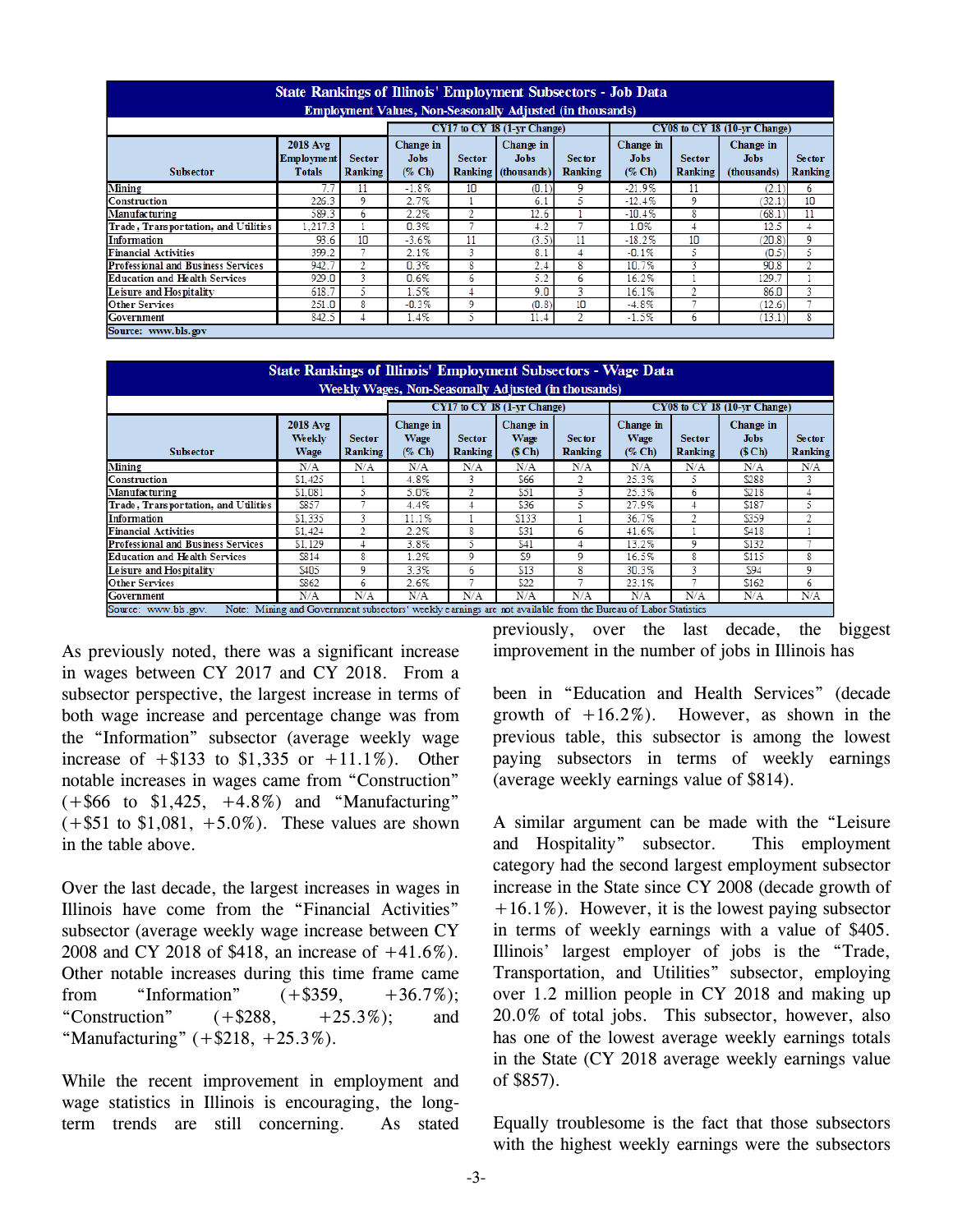| State Rankings of Illinois' Employment Subsectors - Job Data<br>Employment Values, Non-Seasonally Adjusted (in thousands) | | | | | | | | | | |
|---|---|---|---|---|---|---|---|---|---|---|
| | | | CY17 to CY 18 (1-yr Change) | | | | CY08 to CY 18 (10-yr Change) | | | |
| Subsector | 2018 Avg Employment Totals | Sector Ranking | Change in Jobs (% Ch) | Sector Ranking | Change in Jobs (thousands) | Sector Ranking | Change in Jobs (% Ch) | Sector Ranking | Change in Jobs (thousands) | Sector Ranking |
| Mining | 7.7 | 11 | -1.8% | 10 | (0.1) | 9 | -21.9% | 11 | (2.1) | 6 |
| Construction | 226.3 | 9 | 2.7% | 1 | 6.1 | 5 | -12.4% | 9 | (32.1) | 10 |
| Manufacturing | 589.3 | 6 | 2.2% | 2 | 12.6 | 1 | -10.4% | 8 | (68.1) | 11 |
| Trade, Transportation, and Utilities | 1,217.3 | 1 | 0.3% | 7 | 4.2 | 7 | 1.0% | 4 | 12.5 | 4 |
| Information | 93.6 | 10 | -3.6% | 11 | (3.5) | 11 | -18.2% | 10 | (20.8) | 9 |
| Financial Activities | 399.2 | 7 | 2.1% | 3 | 8.1 | 4 | -0.1% | 5 | (0.5) | 5 |
| Professional and Business Services | 942.7 | 2 | 0.3% | 8 | 2.4 | 8 | 10.7% | 3 | 90.8 | 2 |
| Education and Health Services | 929.0 | 3 | 0.6% | 6 | 5.2 | 6 | 16.2% | 1 | 129.7 | 1 |
| Leisure and Hospitality | 618.7 | 5 | 1.5% | 4 | 9.0 | 3 | 16.1% | 2 | 86.0 | 3 |
| Other Services | 251.0 | 8 | -0.3% | 9 | (0.8) | 10 | -4.8% | 7 | (12.6) | 7 |
| Government | 842.5 | 4 | 1.4% | 5 | 11.4 | 2 | -1.5% | 6 | (13.1) | 8 |

Source: www.bls.gov

| State Rankings of Illinois' Employment Subsectors - Wage Data<br>Weekly Wages, Non-Seasonally Adjusted (in thousands) | | | | | | | | | | |
|---|---|---|---|---|---|---|---|---|---|---|
| | | | CY17 to CY 18 (1-yr Change) | | | | CY08 to CY 18 (10-yr Change) | | | |
| Subsector | 2018 Avg Weekly Wage | Sector Ranking | Change in Wage (% Ch) | Sector Ranking | Change in Wage ($ Ch) | Sector Ranking | Change in Wage (% Ch) | Sector Ranking | Change in Jobs ($ Ch) | Sector Ranking |
| Mining | N/A | N/A | N/A | N/A | N/A | N/A | N/A | N/A | N/A | N/A |
| Construction | $1,425 | 1 | 4.8% | 3 | $66 | 2 | 25.3% | 5 | $288 | 3 |
| Manufacturing | $1,081 | 5 | 5.0% | 2 | $51 | 3 | 25.3% | 6 | $218 | 4 |
| Trade, Transportation, and Utilities | $857 | 7 | 4.4% | 4 | $36 | 5 | 27.9% | 4 | $187 | 5 |
| Information | $1,335 | 3 | 11.1% | 1 | $133 | 1 | 36.7% | 2 | $359 | 2 |
| Financial Activities | $1,424 | 2 | 2.2% | 8 | $31 | 6 | 41.6% | 1 | $418 | 1 |
| Professional and Business Services | $1,129 | 4 | 3.8% | 5 | $41 | 4 | 13.2% | 9 | $132 | 7 |
| Education and Health Services | $814 | 8 | 1.2% | 9 | $9 | 9 | 16.5% | 8 | $115 | 8 |
| Leisure and Hospitality | $405 | 9 | 3.3% | 6 | $13 | 8 | 30.3% | 3 | $94 | 9 |
| Other Services | $862 | 6 | 2.6% | 7 | $22 | 7 | 23.1% | 7 | $162 | 6 |
| Government | N/A | N/A | N/A | N/A | N/A | N/A | N/A | N/A | N/A | N/A |

Source: www.bls.gov. Note: Mining and Government subsectors' weekly earnings are not available from the Bureau of Labor Statistics

As previously noted, there was a significant increase in wages between CY 2017 and CY 2018. From a subsector perspective, the largest increase in terms of both wage increase and percentage change was from the "Information" subsector (average weekly wage increase of +$133 to $1,335 or +11.1%). Other notable increases in wages came from "Construction" (+$66 to $1,425, +4.8%) and "Manufacturing" (+$51 to $1,081, +5.0%). These values are shown in the table above.

Over the last decade, the largest increases in wages in Illinois have come from the "Financial Activities" subsector (average weekly wage increase between CY 2008 and CY 2018 of $418, an increase of +41.6%). Other notable increases during this time frame came from "Information" (+$359, +36.7%); "Construction" (+$288, +25.3%); and "Manufacturing" (+$218, +25.3%).

While the recent improvement in employment and wage statistics in Illinois is encouraging, the long-term trends are still concerning. As stated previously, over the last decade, the biggest improvement in the number of jobs in Illinois has been in "Education and Health Services" (decade growth of +16.2%). However, as shown in the previous table, this subsector is among the lowest paying subsectors in terms of weekly earnings (average weekly earnings value of $814).

A similar argument can be made with the "Leisure and Hospitality" subsector. This employment category had the second largest employment subsector increase in the State since CY 2008 (decade growth of +16.1%). However, it is the lowest paying subsector in terms of weekly earnings with a value of $405. Illinois' largest employer of jobs is the "Trade, Transportation, and Utilities" subsector, employing over 1.2 million people in CY 2018 and making up 20.0% of total jobs. This subsector, however, also has one of the lowest average weekly earnings totals in the State (CY 2018 average weekly earnings value of $857).

Equally troublesome is the fact that those subsectors with the highest weekly earnings were the subsectors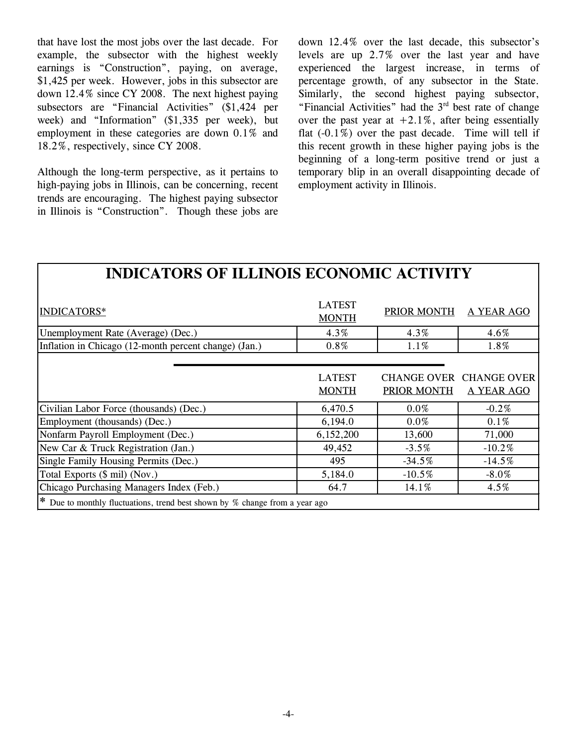that have lost the most jobs over the last decade. For example, the subsector with the highest weekly earnings is "Construction", paying, on average, $1,425 per week. However, jobs in this subsector are down 12.4% since CY 2008. The next highest paying subsectors are "Financial Activities" ($1,424 per week) and "Information" ($1,335 per week), but employment in these categories are down 0.1% and 18.2%, respectively, since CY 2008.

Although the long-term perspective, as it pertains to high-paying jobs in Illinois, can be concerning, recent trends are encouraging. The highest paying subsector in Illinois is "Construction". Though these jobs are down 12.4% over the last decade, this subsector's levels are up 2.7% over the last year and have experienced the largest increase, in terms of percentage growth, of any subsector in the State. Similarly, the second highest paying subsector, "Financial Activities" had the 3rd best rate of change over the past year at +2.1%, after being essentially flat (-0.1%) over the past decade. Time will tell if this recent growth in these higher paying jobs is the beginning of a long-term positive trend or just a temporary blip in an overall disappointing decade of employment activity in Illinois.

## INDICATORS OF ILLINOIS ECONOMIC ACTIVITY

| INDICATORS* | LATEST MONTH | PRIOR MONTH | A YEAR AGO |
|---|---|---|---|
| Unemployment Rate (Average) (Dec.) | 4.3% | 4.3% | 4.6% |
| Inflation in Chicago (12-month percent change) (Jan.) | 0.8% | 1.1% | 1.8% |
| | **LATEST MONTH** | **CHANGE OVER PRIOR MONTH** | **CHANGE OVER A YEAR AGO** |
| Civilian Labor Force (thousands) (Dec.) | 6,470.5 | 0.0% | -0.2% |
| Employment (thousands) (Dec.) | 6,194.0 | 0.0% | 0.1% |
| Nonfarm Payroll Employment (Dec.) | 6,152,200 | 13,600 | 71,000 |
| New Car & Truck Registration (Jan.) | 49,452 | -3.5% | -10.2% |
| Single Family Housing Permits (Dec.) | 495 | -34.5% | -14.5% |
| Total Exports ($ mil) (Nov.) | 5,184.0 | -10.5% | -8.0% |
| Chicago Purchasing Managers Index (Feb.) | 64.7 | 14.1% | 4.5% |

\* Due to monthly fluctuations, trend best shown by % change from a year ago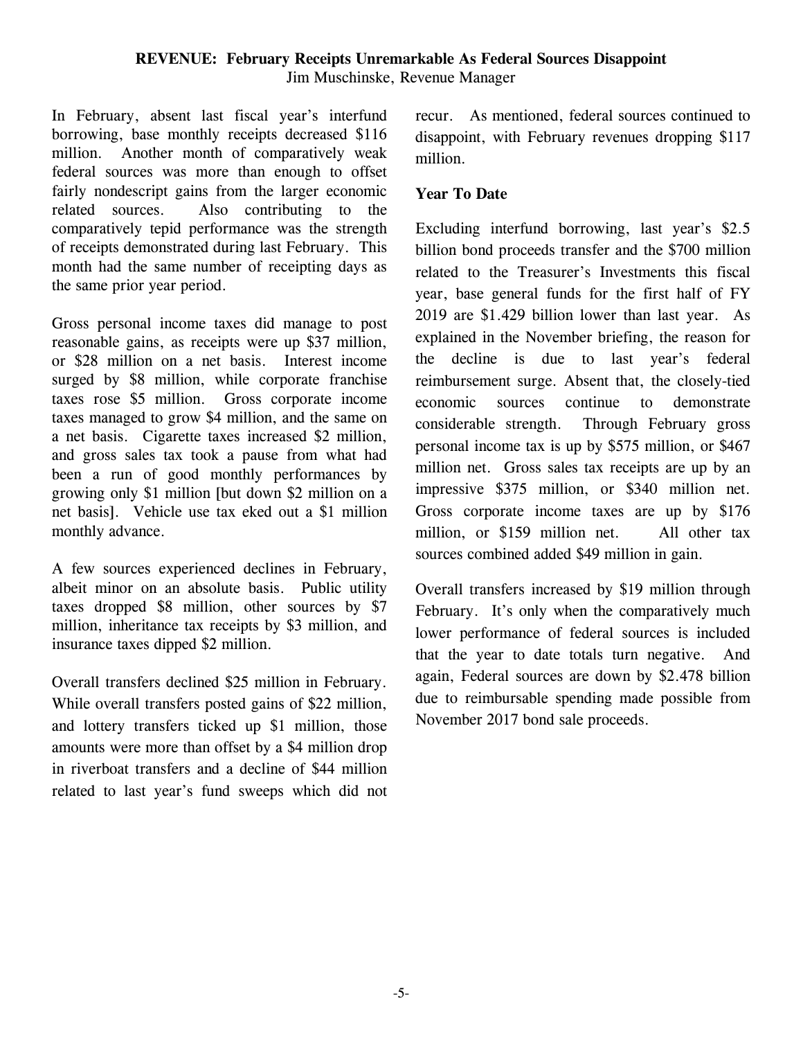**REVENUE: February Receipts Unremarkable As Federal Sources Disappoint**

Jim Muschinske, Revenue Manager

In February, absent last fiscal year's interfund borrowing, base monthly receipts decreased $116 million. Another month of comparatively weak federal sources was more than enough to offset fairly nondescript gains from the larger economic related sources. Also contributing to the comparatively tepid performance was the strength of receipts demonstrated during last February. This month had the same number of receipting days as the same prior year period.

Gross personal income taxes did manage to post reasonable gains, as receipts were up $37 million, or $28 million on a net basis. Interest income surged by $8 million, while corporate franchise taxes rose $5 million. Gross corporate income taxes managed to grow $4 million, and the same on a net basis. Cigarette taxes increased $2 million, and gross sales tax took a pause from what had been a run of good monthly performances by growing only $1 million [but down $2 million on a net basis]. Vehicle use tax eked out a $1 million monthly advance.

A few sources experienced declines in February, albeit minor on an absolute basis. Public utility taxes dropped $8 million, other sources by $7 million, inheritance tax receipts by $3 million, and insurance taxes dipped $2 million.

Overall transfers declined $25 million in February. While overall transfers posted gains of $22 million, and lottery transfers ticked up $1 million, those amounts were more than offset by a $4 million drop in riverboat transfers and a decline of $44 million related to last year's fund sweeps which did not recur. As mentioned, federal sources continued to disappoint, with February revenues dropping $117 million.

**Year To Date**

Excluding interfund borrowing, last year's $2.5 billion bond proceeds transfer and the $700 million related to the Treasurer's Investments this fiscal year, base general funds for the first half of FY 2019 are $1.429 billion lower than last year. As explained in the November briefing, the reason for the decline is due to last year's federal reimbursement surge. Absent that, the closely-tied economic sources continue to demonstrate considerable strength. Through February gross personal income tax is up by $575 million, or $467 million net. Gross sales tax receipts are up by an impressive $375 million, or $340 million net. Gross corporate income taxes are up by $176 million, or $159 million net. All other tax sources combined added $49 million in gain.

Overall transfers increased by $19 million through February. It's only when the comparatively much lower performance of federal sources is included that the year to date totals turn negative. And again, Federal sources are down by $2.478 billion due to reimbursable spending made possible from November 2017 bond sale proceeds.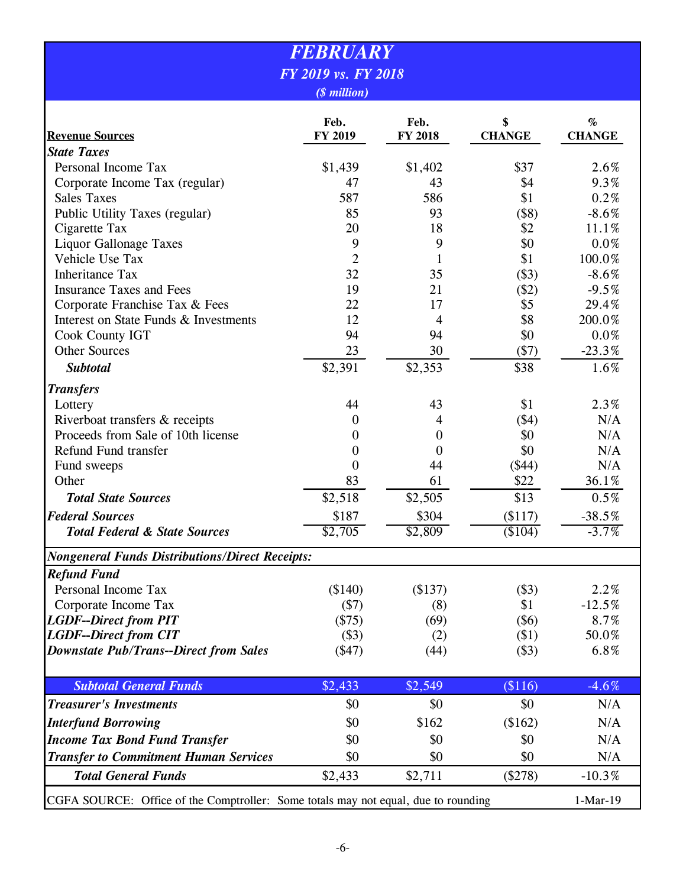# *FEBRUARY*

## *FY 2019 vs. FY 2018*

*($ million)*

| Revenue Sources | Feb. FY 2019 | Feb. FY 2018 | $ CHANGE | % CHANGE |
|---|---|---|---|---|
| ***State Taxes*** | | | | |
| Personal Income Tax | $1,439 | $1,402 | $37 | 2.6% |
| Corporate Income Tax (regular) | 47 | 43 | $4 | 9.3% |
| Sales Taxes | 587 | 586 | $1 | 0.2% |
| Public Utility Taxes (regular) | 85 | 93 | ($8) | -8.6% |
| Cigarette Tax | 20 | 18 | $2 | 11.1% |
| Liquor Gallonage Taxes | 9 | 9 | $0 | 0.0% |
| Vehicle Use Tax | 2 | 1 | $1 | 100.0% |
| Inheritance Tax | 32 | 35 | ($3) | -8.6% |
| Insurance Taxes and Fees | 19 | 21 | ($2) | -9.5% |
| Corporate Franchise Tax & Fees | 22 | 17 | $5 | 29.4% |
| Interest on State Funds & Investments | 12 | 4 | $8 | 200.0% |
| Cook County IGT | 94 | 94 | $0 | 0.0% |
| Other Sources | 23 | 30 | ($7) | -23.3% |
| ***Subtotal*** | $2,391 | $2,353 | $38 | 1.6% |
| ***Transfers*** | | | | |
| Lottery | 44 | 43 | $1 | 2.3% |
| Riverboat transfers & receipts | 0 | 4 | ($4) | N/A |
| Proceeds from Sale of 10th license | 0 | 0 | $0 | N/A |
| Refund Fund transfer | 0 | 0 | $0 | N/A |
| Fund sweeps | 0 | 44 | ($44) | N/A |
| Other | 83 | 61 | $22 | 36.1% |
| ***Total State Sources*** | $2,518 | $2,505 | $13 | 0.5% |
| ***Federal Sources*** | $187 | $304 | ($117) | -38.5% |
| ***Total Federal & State Sources*** | $2,705 | $2,809 | ($104) | -3.7% |
| ***Nongeneral Funds Distributions/Direct Receipts:*** | | | | |
| ***Refund Fund*** | | | | |
| Personal Income Tax | ($140) | ($137) | ($3) | 2.2% |
| Corporate Income Tax | ($7) | (8) | $1 | -12.5% |
| ***LGDF--Direct from PIT*** | ($75) | (69) | ($6) | 8.7% |
| ***LGDF--Direct from CIT*** | ($3) | (2) | ($1) | 50.0% |
| ***Downstate Pub/Trans--Direct from Sales*** | ($47) | (44) | ($3) | 6.8% |
| ***Subtotal General Funds*** | $2,433 | $2,549 | ($116) | -4.6% |
| ***Treasurer's Investments*** | $0 | $0 | $0 | N/A |
| ***Interfund Borrowing*** | $0 | $162 | ($162) | N/A |
| ***Income Tax Bond Fund Transfer*** | $0 | $0 | $0 | N/A |
| ***Transfer to Commitment Human Services*** | $0 | $0 | $0 | N/A |
| ***Total General Funds*** | $2,433 | $2,711 | ($278) | -10.3% |

CGFA SOURCE: Office of the Comptroller: Some totals may not equal, due to rounding — 1-Mar-19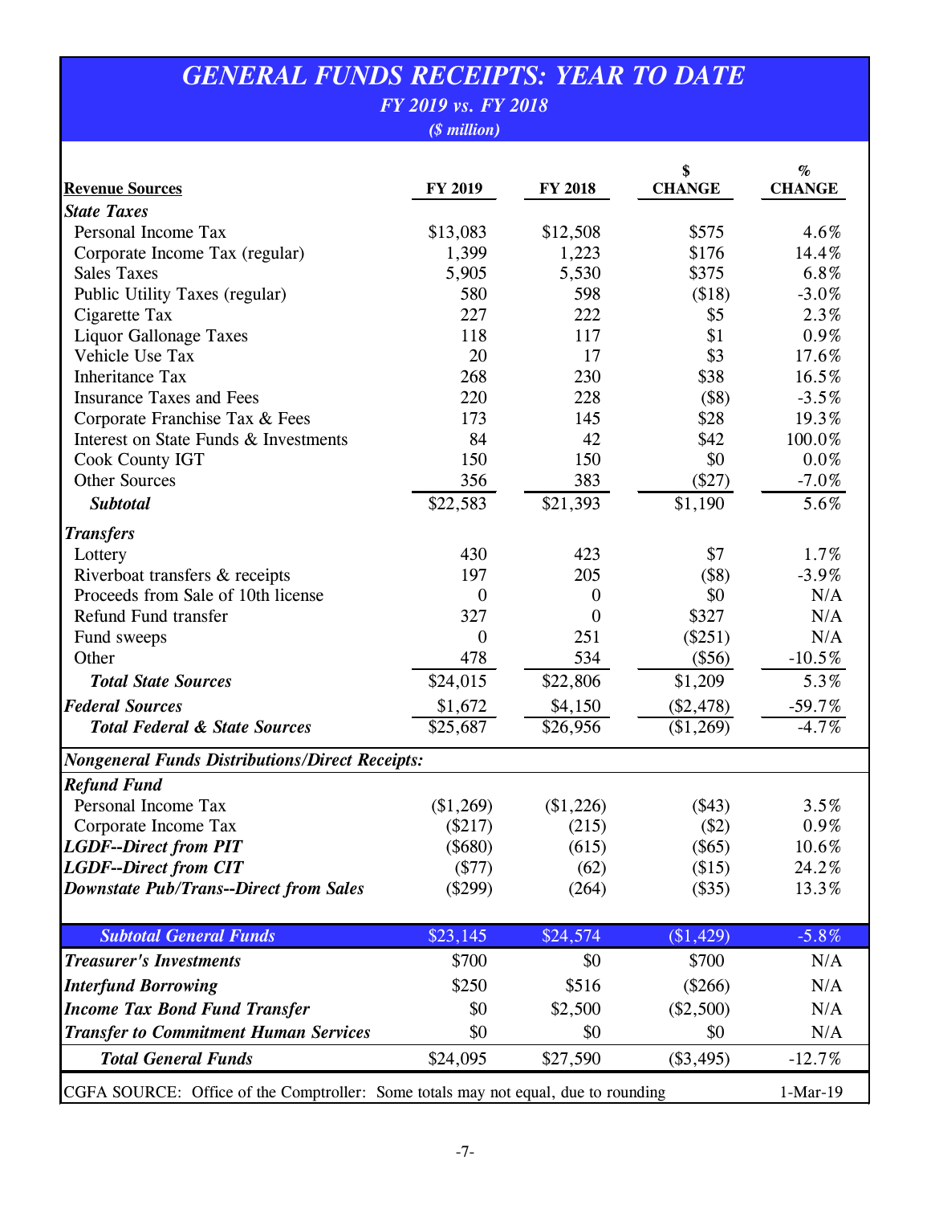# GENERAL FUNDS RECEIPTS: YEAR TO DATE

*FY 2019 vs. FY 2018*

*($ million)*

| Revenue Sources | FY 2019 | FY 2018 | $ CHANGE | % CHANGE |
|---|---|---|---|---|
| ***State Taxes*** | | | | |
| Personal Income Tax | $13,083 | $12,508 | $575 | 4.6% |
| Corporate Income Tax (regular) | 1,399 | 1,223 | $176 | 14.4% |
| Sales Taxes | 5,905 | 5,530 | $375 | 6.8% |
| Public Utility Taxes (regular) | 580 | 598 | ($18) | -3.0% |
| Cigarette Tax | 227 | 222 | $5 | 2.3% |
| Liquor Gallonage Taxes | 118 | 117 | $1 | 0.9% |
| Vehicle Use Tax | 20 | 17 | $3 | 17.6% |
| Inheritance Tax | 268 | 230 | $38 | 16.5% |
| Insurance Taxes and Fees | 220 | 228 | ($8) | -3.5% |
| Corporate Franchise Tax & Fees | 173 | 145 | $28 | 19.3% |
| Interest on State Funds & Investments | 84 | 42 | $42 | 100.0% |
| Cook County IGT | 150 | 150 | $0 | 0.0% |
| Other Sources | 356 | 383 | ($27) | -7.0% |
| ***Subtotal*** | $22,583 | $21,393 | $1,190 | 5.6% |
| ***Transfers*** | | | | |
| Lottery | 430 | 423 | $7 | 1.7% |
| Riverboat transfers & receipts | 197 | 205 | ($8) | -3.9% |
| Proceeds from Sale of 10th license | 0 | 0 | $0 | N/A |
| Refund Fund transfer | 327 | 0 | $327 | N/A |
| Fund sweeps | 0 | 251 | ($251) | N/A |
| Other | 478 | 534 | ($56) | -10.5% |
| ***Total State Sources*** | $24,015 | $22,806 | $1,209 | 5.3% |
| ***Federal Sources*** | $1,672 | $4,150 | ($2,478) | -59.7% |
| ***Total Federal & State Sources*** | $25,687 | $26,956 | ($1,269) | -4.7% |
| ***Nongeneral Funds Distributions/Direct Receipts:*** | | | | |
| ***Refund Fund*** | | | | |
| Personal Income Tax | ($1,269) | ($1,226) | ($43) | 3.5% |
| Corporate Income Tax | ($217) | (215) | ($2) | 0.9% |
| ***LGDF--Direct from PIT*** | ($680) | (615) | ($65) | 10.6% |
| ***LGDF--Direct from CIT*** | ($77) | (62) | ($15) | 24.2% |
| ***Downstate Pub/Trans--Direct from Sales*** | ($299) | (264) | ($35) | 13.3% |
| ***Subtotal General Funds*** | $23,145 | $24,574 | ($1,429) | -5.8% |
| ***Treasurer's Investments*** | $700 | $0 | $700 | N/A |
| ***Interfund Borrowing*** | $250 | $516 | ($266) | N/A |
| ***Income Tax Bond Fund Transfer*** | $0 | $2,500 | ($2,500) | N/A |
| ***Transfer to Commitment Human Services*** | $0 | $0 | $0 | N/A |
| ***Total General Funds*** | $24,095 | $27,590 | ($3,495) | -12.7% |

CGFA SOURCE: Office of the Comptroller: Some totals may not equal, due to rounding — 1-Mar-19